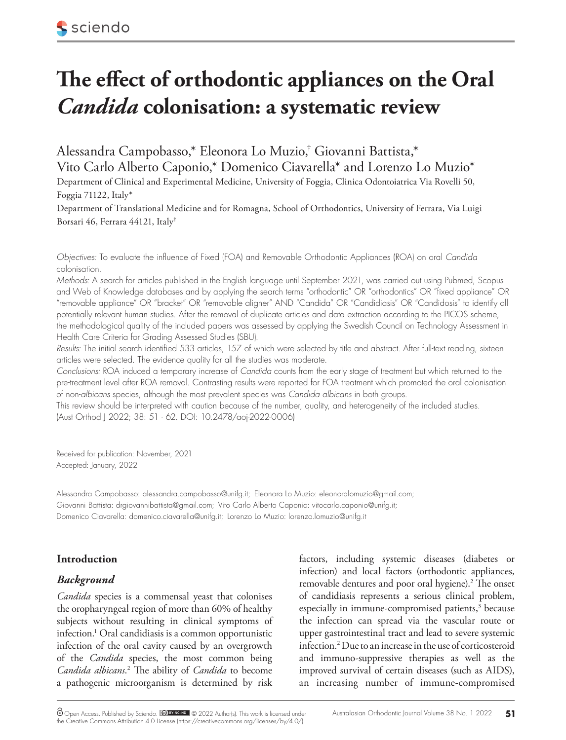# The effect of orthodontic appliances on the Oral *Candida* colonisation: a systematic review

Alessandra Campobasso,* Eleonora Lo Muzio,† Giovanni Battista,* Vito Carlo Alberto Caponio,* Domenico Ciavarella* and Lorenzo Lo Muzio*

Department of Clinical and Experimental Medicine, University of Foggia, Clinica Odontoiatrica Via Rovelli 50, Foggia 71122, Italy*

Department of Translational Medicine and for Romagna, School of Orthodontics, University of Ferrara, Via Luigi Borsari 46, Ferrara 44121, Italy†

*Objectives:* To evaluate the influence of Fixed (FOA) and Removable Orthodontic Appliances (ROA) on oral *Candida* colonisation.

*Methods:* A search for articles published in the English language until September 2021, was carried out using Pubmed, Scopus and Web of Knowledge databases and by applying the search terms "orthodontic" OR "orthodontics" OR "fixed appliance" OR "removable appliance" OR "bracket" OR "removable aligner" AND "Candida" OR "Candidiasis" OR "Candidosis" to identify all potentially relevant human studies. After the removal of duplicate articles and data extraction according to the PICOS scheme, the methodological quality of the included papers was assessed by applying the Swedish Council on Technology Assessment in Health Care Criteria for Grading Assessed Studies (SBU).

*Results:* The initial search identified 533 articles, 157 of which were selected by title and abstract. After full-text reading, sixteen articles were selected. The evidence quality for all the studies was moderate.

*Conclusions:* ROA induced a temporary increase of *Candida* counts from the early stage of treatment but which returned to the pre-treatment level after ROA removal. Contrasting results were reported for FOA treatment which promoted the oral colonisation of non-*albicans* species, although the most prevalent species was *Candida albicans* in both groups.

This review should be interpreted with caution because of the number, quality, and heterogeneity of the included studies.

(Aust Orthod J 2022; 38: 51 - 62. DOI: 10.2478/aoj-2022-0006)

Received for publication: November, 2021
Accepted: January, 2022

Alessandra Campobasso: alessandra.campobasso@unifg.it; Eleonora Lo Muzio: eleonoralomuzio@gmail.com; Giovanni Battista: drgiovannibattista@gmail.com; Vito Carlo Alberto Caponio: vitocarlo.caponio@unifg.it; Domenico Ciavarella: domenico.ciavarella@unifg.it; Lorenzo Lo Muzio: lorenzo.lomuzio@unifg.it

## Introduction

### *Background*

*Candida* species is a commensal yeast that colonises the oropharyngeal region of more than 60% of healthy subjects without resulting in clinical symptoms of infection.[1] Oral candidiasis is a common opportunistic infection of the oral cavity caused by an overgrowth of the *Candida* species, the most common being *Candida albicans*.[2] The ability of *Candida* to become a pathogenic microorganism is determined by risk factors, including systemic diseases (diabetes or infection) and local factors (orthodontic appliances, removable dentures and poor oral hygiene).[2] The onset of candidiasis represents a serious clinical problem, especially in immune-compromised patients,[3] because the infection can spread via the vascular route or upper gastrointestinal tract and lead to severe systemic infection.[2] Due to an increase in the use of corticosteroid and immuno-suppressive therapies as well as the improved survival of certain diseases (such as AIDS), an increasing number of immune-compromised

Open Access. Published by Sciendo. © 2022 Author(s). This work is licensed under the Creative Commons Attribution 4.0 License (https://creativecommons.org/licenses/by/4.0/)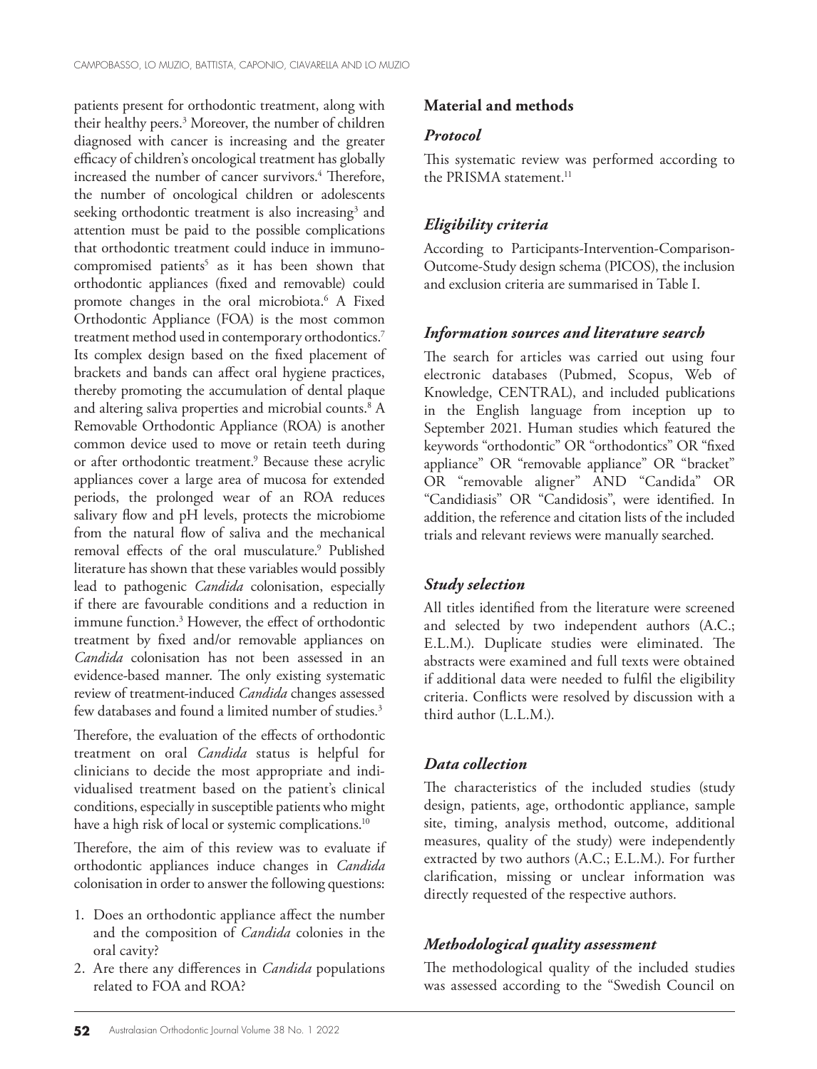patients present for orthodontic treatment, along with their healthy peers.[3] Moreover, the number of children diagnosed with cancer is increasing and the greater efficacy of children's oncological treatment has globally increased the number of cancer survivors.[4] Therefore, the number of oncological children or adolescents seeking orthodontic treatment is also increasing[3] and attention must be paid to the possible complications that orthodontic treatment could induce in immunocompromised patients[5] as it has been shown that orthodontic appliances (fixed and removable) could promote changes in the oral microbiota.[6] A Fixed Orthodontic Appliance (FOA) is the most common treatment method used in contemporary orthodontics.[7] Its complex design based on the fixed placement of brackets and bands can affect oral hygiene practices, thereby promoting the accumulation of dental plaque and altering saliva properties and microbial counts.[8] A Removable Orthodontic Appliance (ROA) is another common device used to move or retain teeth during or after orthodontic treatment.[9] Because these acrylic appliances cover a large area of mucosa for extended periods, the prolonged wear of an ROA reduces salivary flow and pH levels, protects the microbiome from the natural flow of saliva and the mechanical removal effects of the oral musculature.[9] Published literature has shown that these variables would possibly lead to pathogenic *Candida* colonisation, especially if there are favourable conditions and a reduction in immune function.[3] However, the effect of orthodontic treatment by fixed and/or removable appliances on *Candida* colonisation has not been assessed in an evidence-based manner. The only existing systematic review of treatment-induced *Candida* changes assessed few databases and found a limited number of studies.[3]

Therefore, the evaluation of the effects of orthodontic treatment on oral *Candida* status is helpful for clinicians to decide the most appropriate and individualised treatment based on the patient's clinical conditions, especially in susceptible patients who might have a high risk of local or systemic complications.[10]

Therefore, the aim of this review was to evaluate if orthodontic appliances induce changes in *Candida* colonisation in order to answer the following questions:

1. Does an orthodontic appliance affect the number and the composition of *Candida* colonies in the oral cavity?
2. Are there any differences in *Candida* populations related to FOA and ROA?

## Material and methods

### *Protocol*

This systematic review was performed according to the PRISMA statement.[11]

### *Eligibility criteria*

According to Participants-Intervention-Comparison-Outcome-Study design schema (PICOS), the inclusion and exclusion criteria are summarised in Table I.

### *Information sources and literature search*

The search for articles was carried out using four electronic databases (Pubmed, Scopus, Web of Knowledge, CENTRAL), and included publications in the English language from inception up to September 2021. Human studies which featured the keywords "orthodontic" OR "orthodontics" OR "fixed appliance" OR "removable appliance" OR "bracket" OR "removable aligner" AND "Candida" OR "Candidiasis" OR "Candidosis", were identified. In addition, the reference and citation lists of the included trials and relevant reviews were manually searched.

### *Study selection*

All titles identified from the literature were screened and selected by two independent authors (A.C.; E.L.M.). Duplicate studies were eliminated. The abstracts were examined and full texts were obtained if additional data were needed to fulfil the eligibility criteria. Conflicts were resolved by discussion with a third author (L.L.M.).

### *Data collection*

The characteristics of the included studies (study design, patients, age, orthodontic appliance, sample site, timing, analysis method, outcome, additional measures, quality of the study) were independently extracted by two authors (A.C.; E.L.M.). For further clarification, missing or unclear information was directly requested of the respective authors.

### *Methodological quality assessment*

The methodological quality of the included studies was assessed according to the "Swedish Council on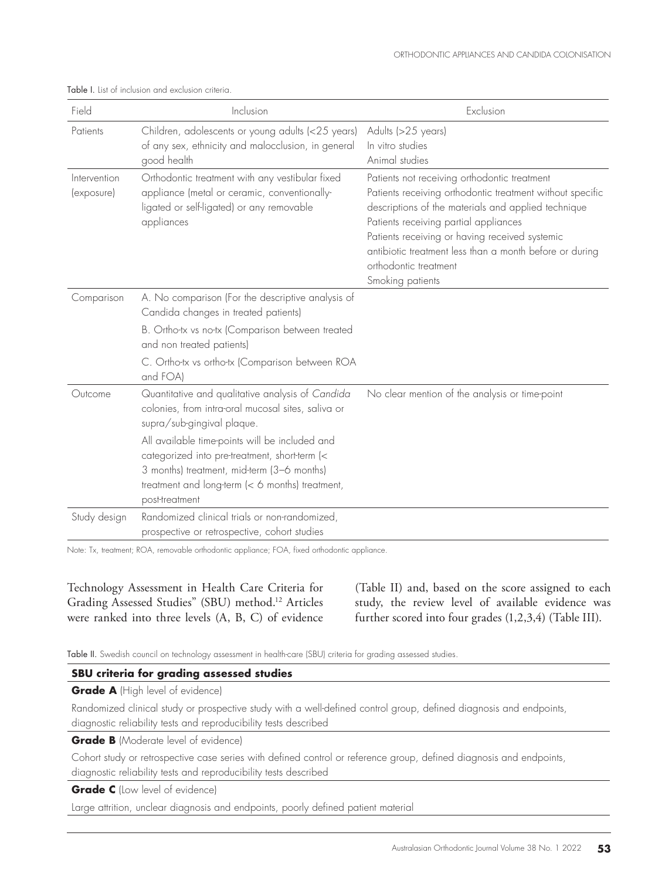Table I. List of inclusion and exclusion criteria.

| Field | Inclusion | Exclusion |
|---|---|---|
| Patients | Children, adolescents or young adults (<25 years) of any sex, ethnicity and malocclusion, in general good health | Adults (>25 years)<br>In vitro studies<br>Animal studies |
| Intervention (exposure) | Orthodontic treatment with any vestibular fixed appliance (metal or ceramic, conventionally-ligated or self-ligated) or any removable appliances | Patients not receiving orthodontic treatment<br>Patients receiving orthodontic treatment without specific descriptions of the materials and applied technique<br>Patients receiving partial appliances<br>Patients receiving or having received systemic antibiotic treatment less than a month before or during orthodontic treatment<br>Smoking patients |
| Comparison | A. No comparison (For the descriptive analysis of Candida changes in treated patients)<br>B. Ortho-tx vs no-tx (Comparison between treated and non treated patients)<br>C. Ortho-tx vs ortho-tx (Comparison between ROA and FOA) | |
| Outcome | Quantitative and qualitative analysis of *Candida* colonies, from intra-oral mucosal sites, saliva or supra/sub-gingival plaque.<br>All available time-points will be included and categorized into pre-treatment, short-term (< 3 months) treatment, mid-term (3–6 months) treatment and long-term (< 6 months) treatment, post-treatment | No clear mention of the analysis or time-point |
| Study design | Randomized clinical trials or non-randomized, prospective or retrospective, cohort studies | |

Note: Tx, treatment; ROA, removable orthodontic appliance; FOA, fixed orthodontic appliance.

Technology Assessment in Health Care Criteria for Grading Assessed Studies" (SBU) method.[12] Articles were ranked into three levels (A, B, C) of evidence (Table II) and, based on the score assigned to each study, the review level of available evidence was further scored into four grades (1,2,3,4) (Table III).

Table II. Swedish council on technology assessment in health-care (SBU) criteria for grading assessed studies.

| **SBU criteria for grading assessed studies** |
|---|
| **Grade A** (High level of evidence) |
| Randomized clinical study or prospective study with a well-defined control group, defined diagnosis and endpoints, diagnostic reliability tests and reproducibility tests described |
| **Grade B** (Moderate level of evidence) |
| Cohort study or retrospective case series with defined control or reference group, defined diagnosis and endpoints, diagnostic reliability tests and reproducibility tests described |
| **Grade C** (Low level of evidence) |
| Large attrition, unclear diagnosis and endpoints, poorly defined patient material |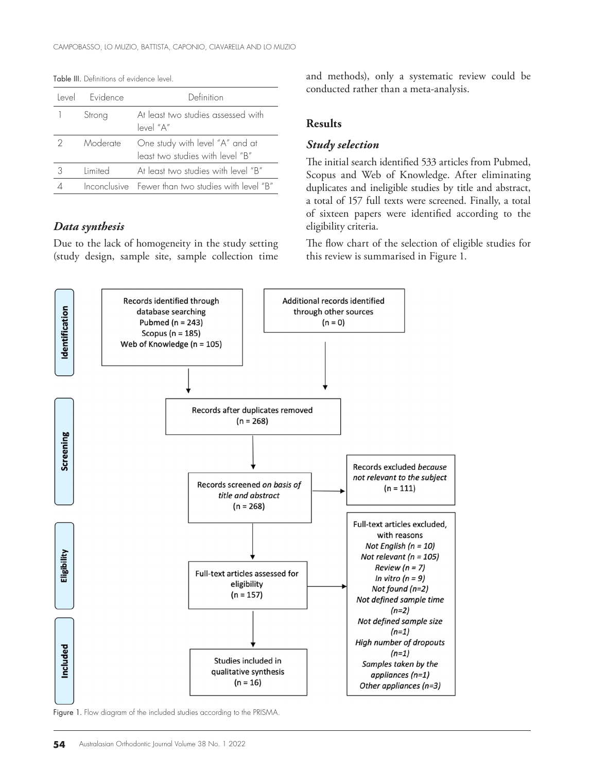Table III. Definitions of evidence level.

| Level | Evidence | Definition |
|---|---|---|
| 1 | Strong | At least two studies assessed with level "A" |
| 2 | Moderate | One study with level "A" and at least two studies with level "B" |
| 3 | Limited | At least two studies with level "B" |
| 4 | Inconclusive | Fewer than two studies with level "B" |

### *Data synthesis*

Due to the lack of homogeneity in the study setting (study design, sample site, sample collection time and methods), only a systematic review could be conducted rather than a meta-analysis.

## Results

### *Study selection*

The initial search identified 533 articles from Pubmed, Scopus and Web of Knowledge. After eliminating duplicates and ineligible studies by title and abstract, a total of 157 full texts were screened. Finally, a total of sixteen papers were identified according to the eligibility criteria.

The flow chart of the selection of eligible studies for this review is summarised in Figure 1.

**Identification**

Records identified through database searching
Pubmed (n = 243)
Scopus (n = 185)
Web of Knowledge (n = 105)

Additional records identified through other sources (n = 0)

**Screening**

Records after duplicates removed (n = 268)

Records screened *on basis of title and abstract* (n = 268)

Records excluded *because not relevant to the subject* (n = 111)

**Eligibility**

Full-text articles assessed for eligibility (n = 157)

Full-text articles excluded, with reasons
*Not English (n = 10)*
*Not relevant (n = 105)*
*Review (n = 7)*
*In vitro (n = 9)*
*Not found (n=2)*
*Not defined sample time (n=2)*
*Not defined sample size (n=1)*
*High number of dropouts (n=1)*
*Samples taken by the appliances (n=1)*
*Other appliances (n=3)*

**Included**

Studies included in qualitative synthesis (n = 16)

Figure 1. Flow diagram of the included studies according to the PRISMA.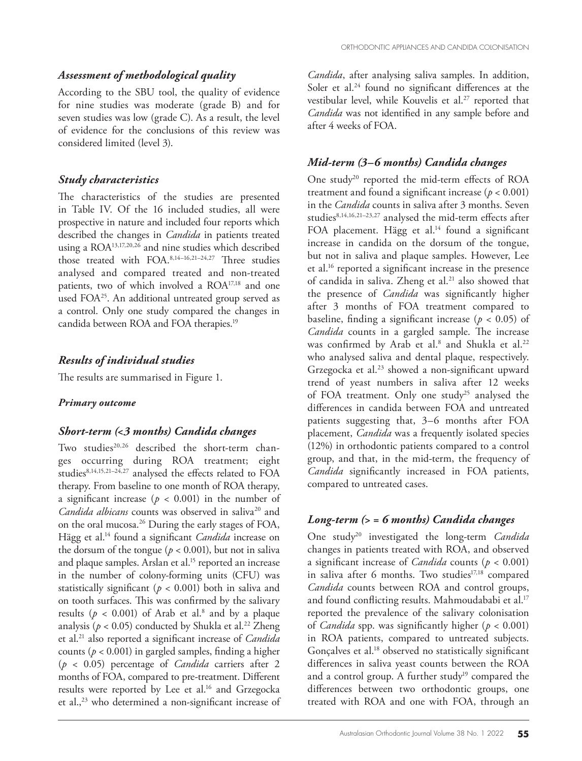### *Assessment of methodological quality*

According to the SBU tool, the quality of evidence for nine studies was moderate (grade B) and for seven studies was low (grade C). As a result, the level of evidence for the conclusions of this review was considered limited (level 3).

### *Study characteristics*

The characteristics of the studies are presented in Table IV. Of the 16 included studies, all were prospective in nature and included four reports which described the changes in *Candida* in patients treated using a ROA[13,17,20,26] and nine studies which described those treated with FOA.[8,14–16,21–24,27] Three studies analysed and compared treated and non-treated patients, two of which involved a ROA[17,18] and one used FOA[25]. An additional untreated group served as a control. Only one study compared the changes in candida between ROA and FOA therapies.[19]

### *Results of individual studies*

The results are summarised in Figure 1.

#### *Primary outcome*

### *Short-term (<3 months) Candida changes*

Two studies[20,26] described the short-term changes occurring during ROA treatment; eight studies[8,14,15,21–24,27] analysed the effects related to FOA therapy. From baseline to one month of ROA therapy, a significant increase ($p < 0.001$) in the number of *Candida albicans* counts was observed in saliva[20] and on the oral mucosa.[26] During the early stages of FOA, Hägg et al.[14] found a significant *Candida* increase on the dorsum of the tongue ($p < 0.001$), but not in saliva and plaque samples. Arslan et al.[15] reported an increase in the number of colony-forming units (CFU) was statistically significant ($p < 0.001$) both in saliva and on tooth surfaces. This was confirmed by the salivary results ($p < 0.001$) of Arab et al.[8] and by a plaque analysis ($p < 0.05$) conducted by Shukla et al.[22] Zheng et al.[21] also reported a significant increase of *Candida* counts ($p < 0.001$) in gargled samples, finding a higher ($p < 0.05$) percentage of *Candida* carriers after 2 months of FOA, compared to pre-treatment. Different results were reported by Lee et al.[16] and Grzegocka et al.,[23] who determined a non-significant increase of *Candida*, after analysing saliva samples. In addition, Soler et al.[24] found no significant differences at the vestibular level, while Kouvelis et al.[27] reported that *Candida* was not identified in any sample before and after 4 weeks of FOA.

### *Mid-term (3–6 months) Candida changes*

One study[20] reported the mid-term effects of ROA treatment and found a significant increase ($p < 0.001$) in the *Candida* counts in saliva after 3 months. Seven studies[8,14,16,21–23,27] analysed the mid-term effects after FOA placement. Hägg et al.[14] found a significant increase in candida on the dorsum of the tongue, but not in saliva and plaque samples. However, Lee et al.[16] reported a significant increase in the presence of candida in saliva. Zheng et al.[21] also showed that the presence of *Candida* was significantly higher after 3 months of FOA treatment compared to baseline, finding a significant increase ($p < 0.05$) of *Candida* counts in a gargled sample. The increase was confirmed by Arab et al.[8] and Shukla et al.[22] who analysed saliva and dental plaque, respectively. Grzegocka et al.[23] showed a non-significant upward trend of yeast numbers in saliva after 12 weeks of FOA treatment. Only one study[25] analysed the differences in candida between FOA and untreated patients suggesting that, 3–6 months after FOA placement, *Candida* was a frequently isolated species (12%) in orthodontic patients compared to a control group, and that, in the mid-term, the frequency of *Candida* significantly increased in FOA patients, compared to untreated cases.

### *Long-term (> = 6 months) Candida changes*

One study[20] investigated the long-term *Candida* changes in patients treated with ROA, and observed a significant increase of *Candida* counts ($p < 0.001$) in saliva after 6 months. Two studies[17,18] compared *Candida* counts between ROA and control groups, and found conflicting results. Mahmoudababi et al.[17] reported the prevalence of the salivary colonisation of *Candida* spp. was significantly higher ($p < 0.001$) in ROA patients, compared to untreated subjects. Gonçalves et al.[18] observed no statistically significant differences in saliva yeast counts between the ROA and a control group. A further study[19] compared the differences between two orthodontic groups, one treated with ROA and one with FOA, through an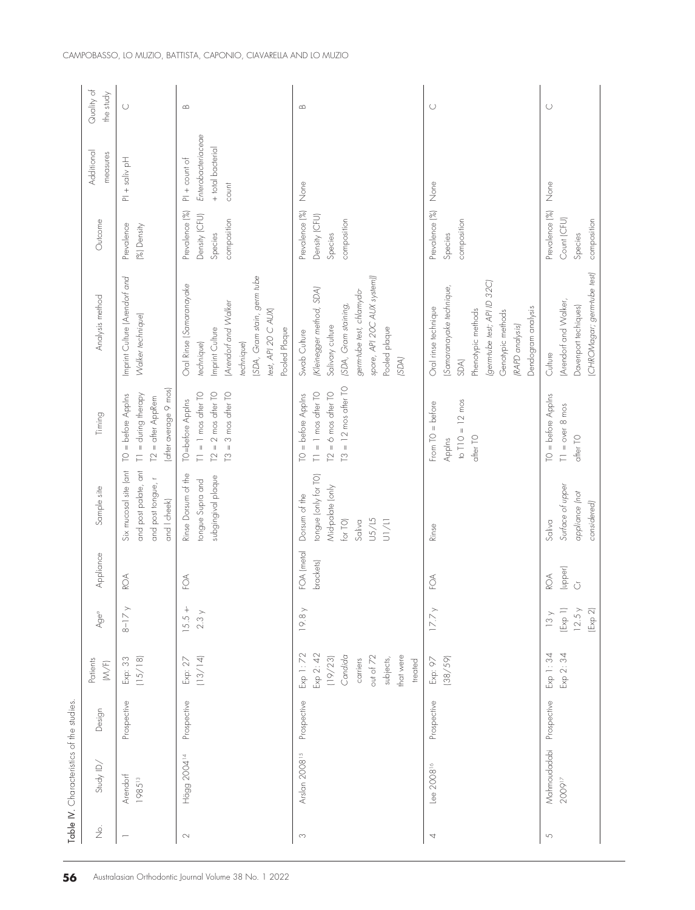Table IV. Characteristics of the studies.

| No. | Study ID/ | Design | Patients (M/F) | Age[a] | Appliance | Sample site | Timing | Analysis method | Outcome | Additional measures | Quality of the study |
|---|---|---|---|---|---|---|---|---|---|---|---|
| 1 | Arendorf 1985[13] | Prospective | Exp: 33 (15/18) | 8–17 y | ROA | Six mucosal site (ant and post palate, ant and post tongue, r and l cheek) | T0 = before Applns T1 = during therapy T2 = after AppRem (after average 9 mos) | *Imprint Culture (Arendorf and Walker technique)* | Prevalence (%) Density | PI + saliv pH | C |
| 2 | Hägg 2004[14] | Prospective | Exp: 27 (13/14) | 15.5 + 2.3 y | FOA | Rinse Dorsum of the tongue Supra and subgingival plaque | T0=before Applns T1 = 1 mos after T0 T2 = 2 mos after T0 T3 = 3 mos after T0 | Oral Rinse *(Samaranayake technique)* Imprint Culture *(Arendorf and Walker technique)* *(SDA, Gram stain, germ tube test, API 20 C AUX)* Pooled Plaque | Prevalence (%) Density (CFU) Species composition | PI + count of *Enterobacteriaceae* + total bacterial count | B |
| 3 | Arslan 2008[15] | Prospective | Exp 1: 72 Exp 2: 42 (19/23) *Candida* carriers out of 72 subjects, that were treated | 19.8 y | FOA (metal brackets) | Dorsum of the tongue (only for T0) Midpalate (only for T0) Saliva U5/L5 U1/L1 | T0 = before Applns T1 = 1 mos after T0 T2 = 6 mos after T0 T3 = 12 mos after T0 | Swab Culture *(Kleinegger method, SDA)* Salivary culture *(SDA, Gram staining, germ-tube test, chlamydo-spore, API 20C AUX system))* Pooled plaque *(SDA)* | Prevalence (%) Density (CFU) Species composition | None | B |
| 4 | Lee 2008[16] | Prospective | Exp: 97 (38/59) | 17.7 y | FOA | Rinse | From T0 = before Applns to T10 = 12 mos after T0 | Oral rinse technique *(Samaranayake technique, SDA)* Phenotypic methods *(germ-tube test; API ID 32C)* Genotypic methods *(RAPD analysis)* Dendogram analysis | Prevalence (%) Species composition | None | C |
| 5 | Mahmoudzadeh 2009[17] | Prospective | Exp 1: 34 Exp 2: 34 | 13 y (Exp 1) 12.5 y (Exp 2) | ROA (upper) Cr | Saliva *Surface of upper appliance (not considered)* | T0 = before Applns T1 = over 8 mos after T0 | Culture *(Arendorf and Walker, Davenport techiques) (CHROMagar; germ-tube test)* | Prevalence (%) Count (CFU) Species composition | None | C |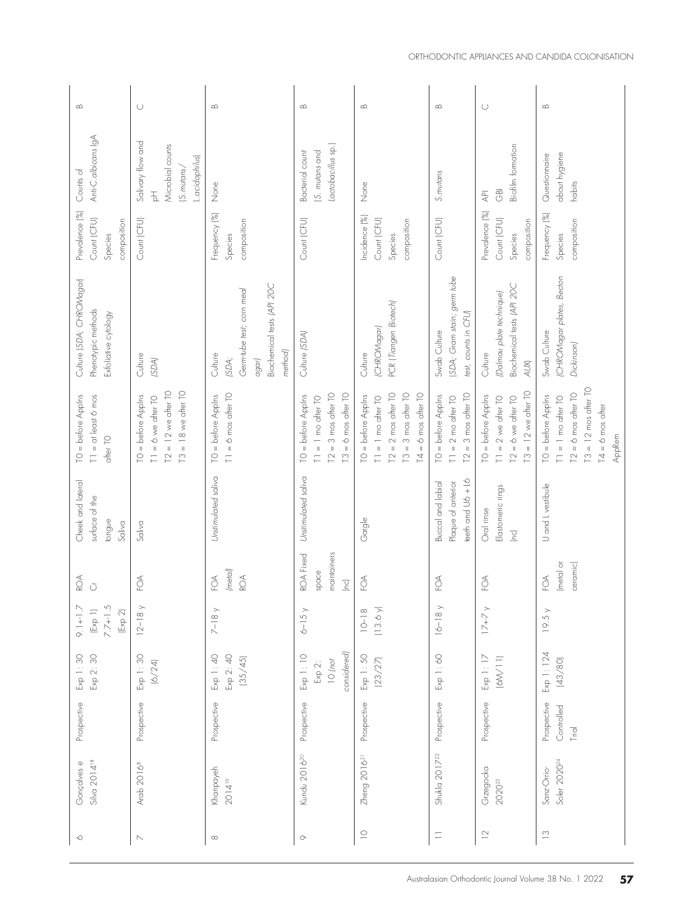| 6 | Gonçalves e Silva 2014[18] | Prospective | Exp 1: 30<br>Exp 2: 30 | 9.1+-1.7 (Exp 1)<br>7.7+-1.5 (Exp 2) | ROA<br>Cr | Cheek and lateral surface of the tongue<br>Saliva | T0 = before Applns<br>T1 = at least 6 mos after T0 | Culture (SDA; CHROMagar)<br>Phenotypic methods<br>Exfoliative cytology | Prevalence (%)<br>Count (CFU)<br>Species composition | Counts of Anti-C.albicans IgA | B |
|---|---|---|---|---|---|---|---|---|---|---|---|
| 7 | Arab 2016[8] | Prospective | Exp 1: 30 (6/24) | 12–18 y | FOA | Saliva | T0 = before Applns<br>T1 = 6 we after T0<br>T2 = 12 we after T0<br>T3 = 18 we after T0 | Culture (SDA) | Count (CFU) | Salivary flow and pH<br>Microbial counts (S.mutans/ L.acidophilus) | C |
| 8 | Khanpayeh 2014[19] | Prospective | Exp 1: 40<br>Exp 2: 40<br>(35/45) | 7–18 y | FOA (metal)<br>ROA | Unstimulated saliva | T0 = before Applns<br>T1 = 6 mos after T0 | Culture (SDA; Germ-tube test; corn meal agar)<br>Biochemical tests (API 20C method) | Frequency (%)<br>Species composition | None | B |
| 9 | Kundu 2016[20] | Prospective | Exp 1: 10<br>Exp 2: 10 (not considered) | 6–15 y | ROA Fixed space maintainers (nc) | Unstimulated saliva | T0 = before Applns<br>T1 = 1 mo after T0<br>T2 = 3 mos after T0<br>T3 = 6 mos after T0 | Culture (SDA) | Count (CFU) | Bacterial count (S. mutans and Lactobacillus sp.) | B |
| 10 | Zheng 2016[21] | Prospective | Exp 1: 50 (23/27) | 10–18 (13.6 y) | FOA | Gargle | T0 = before Applns<br>T1 = 1 mo after T0<br>T2 = 2 mos after T0<br>T3 = 3 mos after T0<br>T4 = 6 mos after T0 | Culture (CHROMagar)<br>PCR (Tiangen Biotech) | Incidence (%)<br>Count (CFU)<br>Species composition | None | B |
| 11 | Shukla 2017[22] | Prospective | Exp 1: 60 | 16–18 y | FOA | Buccal and labial Plaque of anterior teeth and U6 + L6 | T0 = before Applns<br>T1 = 2 mo after T0<br>T2 = 3 mos after T0 | Swab Culture (SDA; Gram stain; germ tube test; counts in CFU) | Count (CFU) | S.mutans | B |
| 12 | Grzegocka 2020[23] | Prospective | Exp 1: 17 (6M/11) | 17+-7 y | FOA | Oral rinse<br>Elastomeric rings (nc) | T0 = before Applns<br>T1 = 2 we after T0<br>T2 = 6 we after T0<br>T3 = 12 we after T0 | Culture (Dalmau plate technique)<br>Biochemical tests (API 20C AUX) | Prevalence (%)<br>Count (CFU)<br>Species composition | API<br>GBI<br>Biofilm formation | C |
| 13 | Sanz-Orrio-Soler 2020[24] | Prospective Controlled Trial | Exp 1: 124 (43/80) | 19.5 y | FOA (metal or ceramic) | U and L vestibule | T0 = before Applns<br>T1 = 1 mo after T0<br>T2 = 6 mos after T0<br>T3 = 12 mos after T0<br>T4 = 6 mos after AppRem | Swab Culture (CHROMagar plates, Becton Dickinson) | Frequency (%)<br>Species composition | Questionnaire about hygiene habits | B |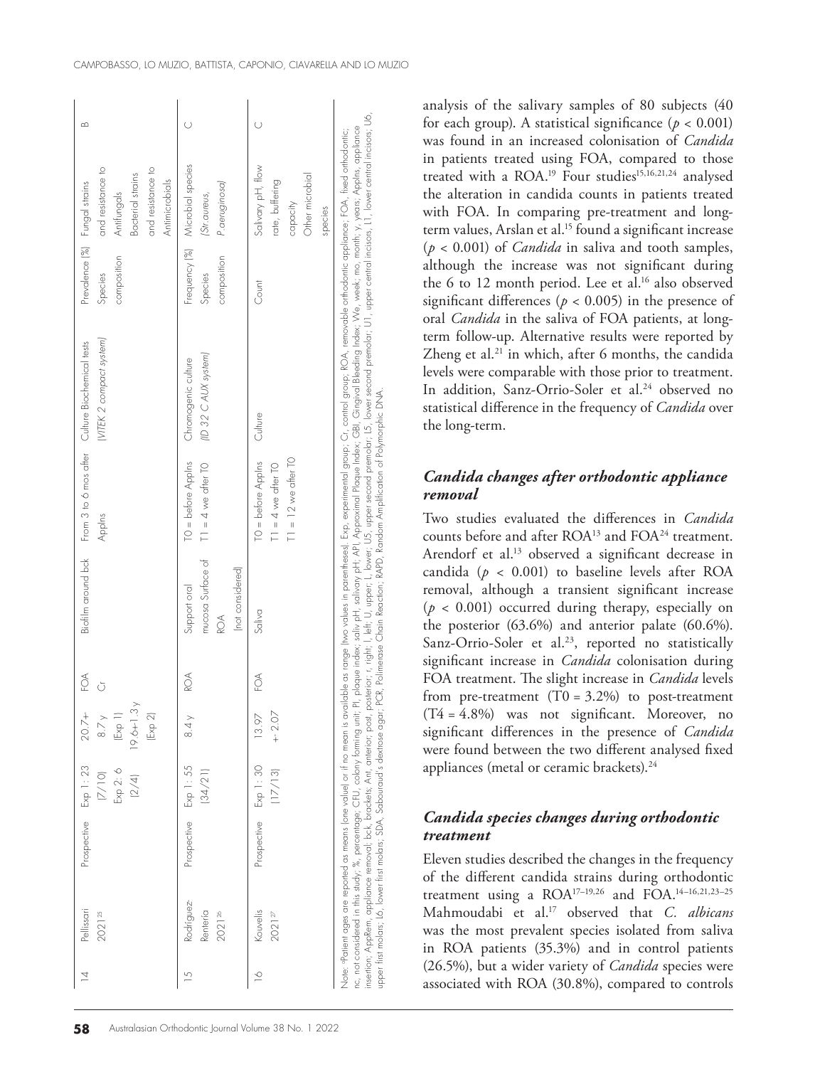| 14 | Pellissari 2021[25] | Prospective | Exp 1: 23 (7/10) Exp 2: 6 (2/4) | 20.7+ 8.7 y (Exp 1) 19.6+1.3 y (Exp 2) | FOA Cr | Biofilm around bck | From 3 to 6 mos after Applns | Culture Biochemical tests (VITEK 2 compact system) | Prevalence (%) Species composition | Fungal strains and resistance to Antifungals Bacterial strains and resistance to Antimicrobials | B |
|---|---|---|---|---|---|---|---|---|---|---|---|
| 15 | Rodríguez-Rentería 2021[26] | Prospective | Exp 1: 55 (34/21) | 8.4 y | ROA | Support oral mucosa Surface of ROA (not considered) | T0 = before Applns T1 = 4 we after T0 | Chromogenic culture (ID 32 C AUX system) | Frequency (%) Species composition | Microbial species (St.aureus, P.aeruginosa) | C |
| 16 | Kouvelis 2021[27] | Prospective | Exp 1: 30 (17/13) | 13.97 +-2.07 | FOA | Saliva | T0 = before Applns T1 = 4 we after T0 T1 = 12 we after T0 | Culture | Count | Salivary pH, flow rate, buffering capacity Other microbial species | C |

Note: [a]Patient ages are reported as means (one value) or if no mean is available as range (two values in parentheses). Exp, experimental group; Cr, control group; ROA, removable orthodontic appliance; FOA, fixed orthodontic; nc, not considered in this study; %, percentage; CFU, colony forming unit; PI, plaque index; saliv pH, salivary pH; API, Approximal Plaque Index; GBI, Gingival Bleeding Index; We, week; mo, month; y, years; Applns, appliance insertion; AppRem, appliance removal; bck, brackets; Ant, anterior; post, posterior; r, right; l, left; U, upper; L, lower; U5, upper second premolar; L5, lower second premolar; U1, upper central incisors; L1, lower central incisors; U6, upper first molars; L6, lower first molars; SDA, Sabouraud's dextrose agar; PCR, Polimerase Chain Reaction; RAPD, Random Amplification of Polymorphic DNA.

analysis of the salivary samples of 80 subjects (40 for each group). A statistical significance ($p < 0.001$) was found in an increased colonisation of *Candida* in patients treated using FOA, compared to those treated with a ROA.[19] Four studies[15,16,21,24] analysed the alteration in candida counts in patients treated with FOA. In comparing pre-treatment and long-term values, Arslan et al.[15] found a significant increase ($p < 0.001$) of *Candida* in saliva and tooth samples, although the increase was not significant during the 6 to 12 month period. Lee et al.[16] also observed significant differences ($p < 0.005$) in the presence of oral *Candida* in the saliva of FOA patients, at long-term follow-up. Alternative results were reported by Zheng et al.[21] in which, after 6 months, the candida levels were comparable with those prior to treatment. In addition, Sanz-Orrio-Soler et al.[24] observed no statistical difference in the frequency of *Candida* over the long-term.

### *Candida changes after orthodontic appliance removal*

Two studies evaluated the differences in *Candida* counts before and after ROA[13] and FOA[24] treatment. Arendorf et al.[13] observed a significant decrease in candida ($p < 0.001$) to baseline levels after ROA removal, although a transient significant increase ($p < 0.001$) occurred during therapy, especially on the posterior (63.6%) and anterior palate (60.6%). Sanz-Orrio-Soler et al.[23], reported no statistically significant increase in *Candida* colonisation during FOA treatment. The slight increase in *Candida* levels from pre-treatment (T0 = 3.2%) to post-treatment (T4 = 4.8%) was not significant. Moreover, no significant differences in the presence of *Candida* were found between the two different analysed fixed appliances (metal or ceramic brackets).[24]

### *Candida species changes during orthodontic treatment*

Eleven studies described the changes in the frequency of the different candida strains during orthodontic treatment using a ROA[17–19,26] and FOA.[14–16,21,23–25] Mahmoudabi et al.[17] observed that *C. albicans* was the most prevalent species isolated from saliva in ROA patients (35.3%) and in control patients (26.5%), but a wider variety of *Candida* species were associated with ROA (30.8%), compared to controls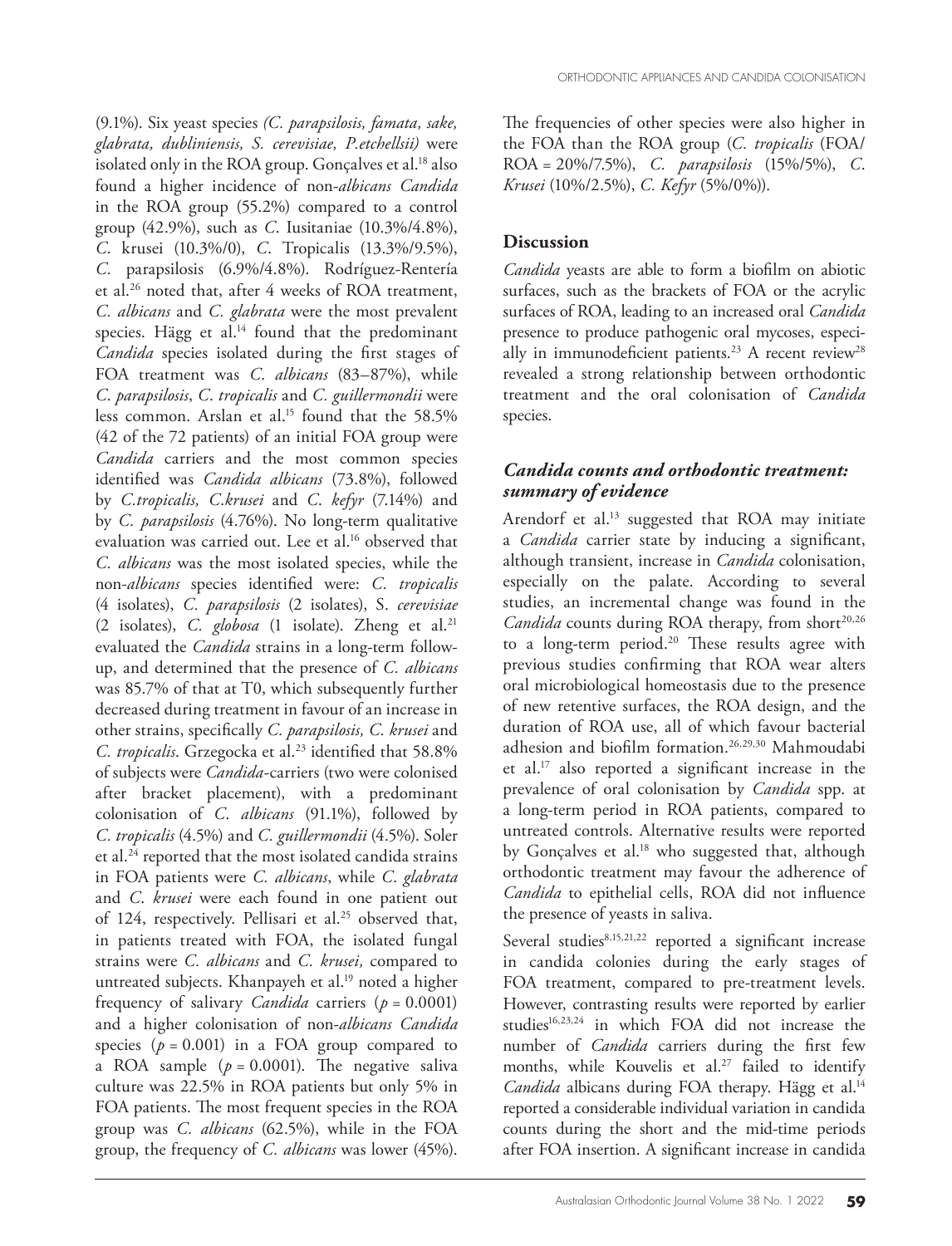(9.1%). Six yeast species *(C. parapsilosis, famata, sake, glabrata, dubliniensis, S. cerevisiae, P.etchellsii)* were isolated only in the ROA group. Gonçalves et al.[18] also found a higher incidence of non-*albicans Candida* in the ROA group (55.2%) compared to a control group (42.9%), such as *C*. Iusitaniae (10.3%/4.8%), *C*. krusei (10.3%/0), *C*. Tropicalis (13.3%/9.5%), *C*. parapsilosis (6.9%/4.8%). Rodríguez-Rentería et al.[26] noted that, after 4 weeks of ROA treatment, *C. albicans* and *C. glabrata* were the most prevalent species. Hägg et al.[14] found that the predominant *Candida* species isolated during the first stages of FOA treatment was *C. albicans* (83–87%), while *C. parapsilosis*, *C. tropicalis* and *C. guillermondii* were less common. Arslan et al.[15] found that the 58.5% (42 of the 72 patients) of an initial FOA group were *Candida* carriers and the most common species identified was *Candida albicans* (73.8%), followed by *C.tropicalis, C.krusei* and *C. kefyr* (7.14%) and by *C. parapsilosis* (4.76%). No long-term qualitative evaluation was carried out. Lee et al.[16] observed that *C. albicans* was the most isolated species, while the non-*albicans* species identified were: *C. tropicalis* (4 isolates), *C. parapsilosis* (2 isolates), S. *cerevisiae* (2 isolates), *C. globosa* (1 isolate). Zheng et al.[21] evaluated the *Candida* strains in a long-term follow-up, and determined that the presence of *C. albicans* was 85.7% of that at T0, which subsequently further decreased during treatment in favour of an increase in other strains, specifically *C. parapsilosis, C. krusei* and *C. tropicalis*. Grzegocka et al.[23] identified that 58.8% of subjects were *Candida*-carriers (two were colonised after bracket placement), with a predominant colonisation of *C. albicans* (91.1%), followed by *C. tropicalis* (4.5%) and *C. guillermondii* (4.5%). Soler et al.[24] reported that the most isolated candida strains in FOA patients were *C. albicans*, while *C. glabrata* and *C. krusei* were each found in one patient out of 124, respectively. Pellisari et al.[25] observed that, in patients treated with FOA, the isolated fungal strains were *C. albicans* and *C. krusei,* compared to untreated subjects. Khanpayeh et al.[19] noted a higher frequency of salivary *Candida* carriers ($p = 0.0001$) and a higher colonisation of non-*albicans Candida* species ($p = 0.001$) in a FOA group compared to a ROA sample ($p = 0.0001$). The negative saliva culture was 22.5% in ROA patients but only 5% in FOA patients. The most frequent species in the ROA group was *C. albicans* (62.5%), while in the FOA group, the frequency of *C. albicans* was lower (45%). The frequencies of other species were also higher in the FOA than the ROA group (*C. tropicalis* (FOA/ROA = 20%/7.5%), *C. parapsilosis* (15%/5%), *C. Krusei* (10%/2.5%), *C. Kefyr* (5%/0%)).

## Discussion

*Candida* yeasts are able to form a biofilm on abiotic surfaces, such as the brackets of FOA or the acrylic surfaces of ROA, leading to an increased oral *Candida* presence to produce pathogenic oral mycoses, especially in immunodeficient patients.[23] A recent review[28] revealed a strong relationship between orthodontic treatment and the oral colonisation of *Candida* species.

### *Candida counts and orthodontic treatment: summary of evidence*

Arendorf et al.[13] suggested that ROA may initiate a *Candida* carrier state by inducing a significant, although transient, increase in *Candida* colonisation, especially on the palate. According to several studies, an incremental change was found in the *Candida* counts during ROA therapy, from short[20,26] to a long-term period.[20] These results agree with previous studies confirming that ROA wear alters oral microbiological homeostasis due to the presence of new retentive surfaces, the ROA design, and the duration of ROA use, all of which favour bacterial adhesion and biofilm formation.[26,29,30] Mahmoudabi et al.[17] also reported a significant increase in the prevalence of oral colonisation by *Candida* spp. at a long-term period in ROA patients, compared to untreated controls. Alternative results were reported by Gonçalves et al.[18] who suggested that, although orthodontic treatment may favour the adherence of *Candida* to epithelial cells, ROA did not influence the presence of yeasts in saliva.

Several studies[8,15,21,22] reported a significant increase in candida colonies during the early stages of FOA treatment, compared to pre-treatment levels. However, contrasting results were reported by earlier studies[16,23,24] in which FOA did not increase the number of *Candida* carriers during the first few months, while Kouvelis et al.[27] failed to identify *Candida* albicans during FOA therapy. Hägg et al.[14] reported a considerable individual variation in candida counts during the short and the mid-time periods after FOA insertion. A significant increase in candida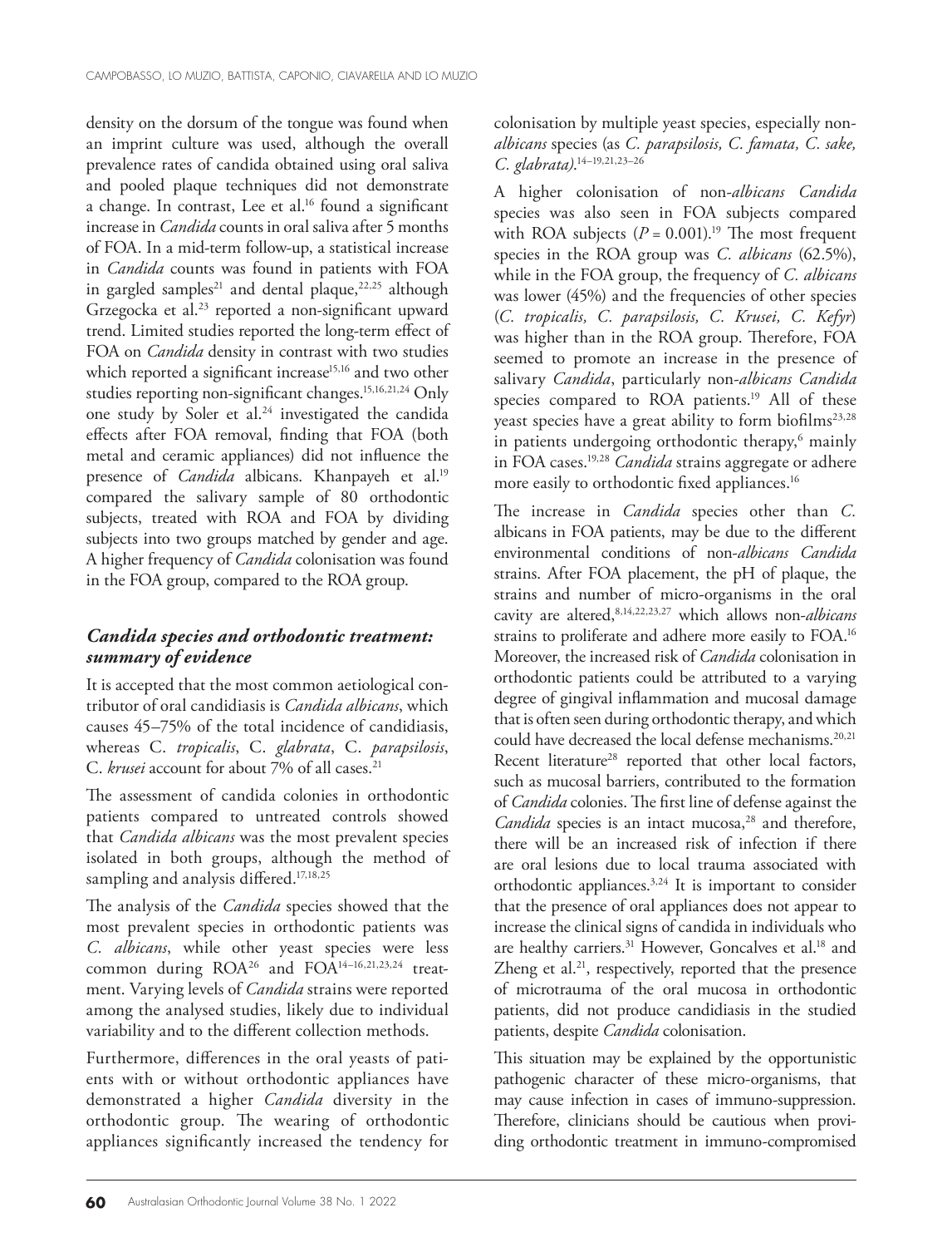density on the dorsum of the tongue was found when an imprint culture was used, although the overall prevalence rates of candida obtained using oral saliva and pooled plaque techniques did not demonstrate a change. In contrast, Lee et al.[16] found a significant increase in *Candida* counts in oral saliva after 5 months of FOA. In a mid-term follow-up, a statistical increase in *Candida* counts was found in patients with FOA in gargled samples[21] and dental plaque,[22,25] although Grzegocka et al.[23] reported a non-significant upward trend. Limited studies reported the long-term effect of FOA on *Candida* density in contrast with two studies which reported a significant increase[15,16] and two other studies reporting non-significant changes.[15,16,21,24] Only one study by Soler et al.[24] investigated the candida effects after FOA removal, finding that FOA (both metal and ceramic appliances) did not influence the presence of *Candida* albicans. Khanpayeh et al.[19] compared the salivary sample of 80 orthodontic subjects, treated with ROA and FOA by dividing subjects into two groups matched by gender and age. A higher frequency of *Candida* colonisation was found in the FOA group, compared to the ROA group.

## *Candida species and orthodontic treatment: summary of evidence*

It is accepted that the most common aetiological contributor of oral candidiasis is *Candida albicans*, which causes 45–75% of the total incidence of candidiasis, whereas C. *tropicalis*, C. *glabrata*, C. *parapsilosis*, C. *krusei* account for about 7% of all cases.[21]

The assessment of candida colonies in orthodontic patients compared to untreated controls showed that *Candida albicans* was the most prevalent species isolated in both groups, although the method of sampling and analysis differed.[17,18,25]

The analysis of the *Candida* species showed that the most prevalent species in orthodontic patients was *C. albicans*, while other yeast species were less common during ROA[26] and FOA[14–16,21,23,24] treatment. Varying levels of *Candida* strains were reported among the analysed studies, likely due to individual variability and to the different collection methods.

Furthermore, differences in the oral yeasts of patients with or without orthodontic appliances have demonstrated a higher *Candida* diversity in the orthodontic group. The wearing of orthodontic appliances significantly increased the tendency for colonisation by multiple yeast species, especially non-*albicans* species (as *C. parapsilosis, C. famata, C. sake, C. glabrata)*.[14–19,21,23–26]

A higher colonisation of non-*albicans Candida* species was also seen in FOA subjects compared with ROA subjects ($P = 0.001$).[19] The most frequent species in the ROA group was *C. albicans* (62.5%), while in the FOA group, the frequency of *C. albicans* was lower (45%) and the frequencies of other species (*C. tropicalis, C. parapsilosis, C. Krusei, C. Kefyr*) was higher than in the ROA group. Therefore, FOA seemed to promote an increase in the presence of salivary *Candida*, particularly non-*albicans Candida* species compared to ROA patients.[19] All of these yeast species have a great ability to form biofilms[23,28] in patients undergoing orthodontic therapy,[6] mainly in FOA cases.[19,28] *Candida* strains aggregate or adhere more easily to orthodontic fixed appliances.[16]

The increase in *Candida* species other than *C.* albicans in FOA patients, may be due to the different environmental conditions of non-*albicans Candida* strains. After FOA placement, the pH of plaque, the strains and number of micro-organisms in the oral cavity are altered,[8,14,22,23,27] which allows non-*albicans* strains to proliferate and adhere more easily to FOA.[16] Moreover, the increased risk of *Candida* colonisation in orthodontic patients could be attributed to a varying degree of gingival inflammation and mucosal damage that is often seen during orthodontic therapy, and which could have decreased the local defense mechanisms.[20,21] Recent literature[28] reported that other local factors, such as mucosal barriers, contributed to the formation of *Candida* colonies. The first line of defense against the *Candida* species is an intact mucosa,[28] and therefore, there will be an increased risk of infection if there are oral lesions due to local trauma associated with orthodontic appliances.[3,24] It is important to consider that the presence of oral appliances does not appear to increase the clinical signs of candida in individuals who are healthy carriers.[31] However, Goncalves et al.[18] and Zheng et al.[21], respectively, reported that the presence of microtrauma of the oral mucosa in orthodontic patients, did not produce candidiasis in the studied patients, despite *Candida* colonisation.

This situation may be explained by the opportunistic pathogenic character of these micro-organisms, that may cause infection in cases of immuno-suppression. Therefore, clinicians should be cautious when providing orthodontic treatment in immuno-compromised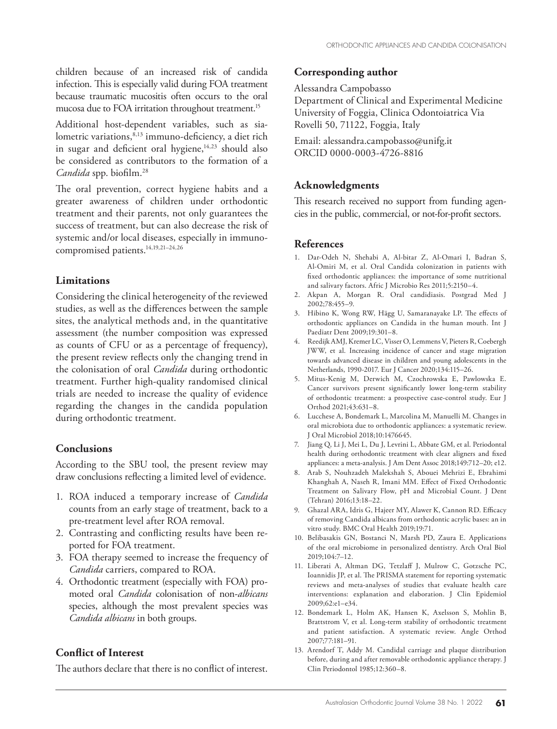children because of an increased risk of candida infection. This is especially valid during FOA treatment because traumatic mucositis often occurs to the oral mucosa due to FOA irritation throughout treatment.[15]

Additional host-dependent variables, such as sialometric variations,[8,13] immuno-deficiency, a diet rich in sugar and deficient oral hygiene,[14,23] should also be considered as contributors to the formation of a *Candida* spp. biofilm.[28]

The oral prevention, correct hygiene habits and a greater awareness of children under orthodontic treatment and their parents, not only guarantees the success of treatment, but can also decrease the risk of systemic and/or local diseases, especially in immunocompromised patients.[14,19,21–24,26]

## Limitations

Considering the clinical heterogeneity of the reviewed studies, as well as the differences between the sample sites, the analytical methods and, in the quantitative assessment (the number composition was expressed as counts of CFU or as a percentage of frequency), the present review reflects only the changing trend in the colonisation of oral *Candida* during orthodontic treatment. Further high-quality randomised clinical trials are needed to increase the quality of evidence regarding the changes in the candida population during orthodontic treatment.

## Conclusions

According to the SBU tool, the present review may draw conclusions reflecting a limited level of evidence.

1. ROA induced a temporary increase of *Candida* counts from an early stage of treatment, back to a pre-treatment level after ROA removal.
2. Contrasting and conflicting results have been reported for FOA treatment.
3. FOA therapy seemed to increase the frequency of *Candida* carriers, compared to ROA.
4. Orthodontic treatment (especially with FOA) promoted oral *Candida* colonisation of non-*albicans* species, although the most prevalent species was *Candida albicans* in both groups.

## Conflict of Interest

The authors declare that there is no conflict of interest.

## Corresponding author

Alessandra Campobasso
Department of Clinical and Experimental Medicine
University of Foggia, Clinica Odontoiatrica Via Rovelli 50, 71122, Foggia, Italy

Email: alessandra.campobasso@unifg.it
ORCID 0000-0003-4726-8816

## Acknowledgments

This research received no support from funding agencies in the public, commercial, or not-for-profit sectors.

## References

1. Dar-Odeh N, Shehabi A, Al-bitar Z, Al-Omari I, Badran S, Al-Omiri M, et al. Oral Candida colonization in patients with fixed orthodontic appliances: the importance of some nutritional and salivary factors. Afric J Microbio Res 2011;5:2150–4.
2. Akpan A, Morgan R. Oral candidiasis. Postgrad Med J 2002;78:455–9.
3. Hibino K, Wong RW, Hägg U, Samaranayake LP. The effects of orthodontic appliances on Candida in the human mouth. Int J Paediatr Dent 2009;19:301–8.
4. Reedijk AMJ, Kremer LC, Visser O, Lemmens V, Pieters R, Coebergh JWW, et al. Increasing incidence of cancer and stage migration towards advanced disease in children and young adolescents in the Netherlands, 1990-2017. Eur J Cancer 2020;134:115–26.
5. Mitus-Kenig M, Derwich M, Czochrowska E, Pawlowska E. Cancer survivors present significantly lower long-term stability of orthodontic treatment: a prospective case-control study. Eur J Orthod 2021;43:631–8.
6. Lucchese A, Bondemark L, Marcolina M, Manuelli M. Changes in oral microbiota due to orthodontic appliances: a systematic review. J Oral Microbiol 2018;10:1476645.
7. Jiang Q, Li J, Mei L, Du J, Levrini L, Abbate GM, et al. Periodontal health during orthodontic treatment with clear aligners and fixed appliances: a meta-analysis. J Am Dent Assoc 2018;149:712–20; e12.
8. Arab S, Nouhzadeh Malekshah S, Abouei Mehrizi E, Ebrahimi Khanghah A, Naseh R, Imani MM. Effect of Fixed Orthodontic Treatment on Salivary Flow, pH and Microbial Count. J Dent (Tehran) 2016;13:18–22.
9. Ghazal ARA, Idris G, Hajeer MY, Alawer K, Cannon RD. Efficacy of removing Candida albicans from orthodontic acrylic bases: an in vitro study. BMC Oral Health 2019;19:71.
10. Belibasakis GN, Bostanci N, Marsh PD, Zaura E. Applications of the oral microbiome in personalized dentistry. Arch Oral Biol 2019;104:7–12.
11. Liberati A, Altman DG, Tetzlaff J, Mulrow C, Gotzsche PC, Ioannidis JP, et al. The PRISMA statement for reporting systematic reviews and meta-analyses of studies that evaluate health care interventions: explanation and elaboration. J Clin Epidemiol 2009;62:e1–e34.
12. Bondemark L, Holm AK, Hansen K, Axelsson S, Mohlin B, Brattstrom V, et al. Long-term stability of orthodontic treatment and patient satisfaction. A systematic review. Angle Orthod 2007;77:181–91.
13. Arendorf T, Addy M. Candidal carriage and plaque distribution before, during and after removable orthodontic appliance therapy. J Clin Periodontol 1985;12:360–8.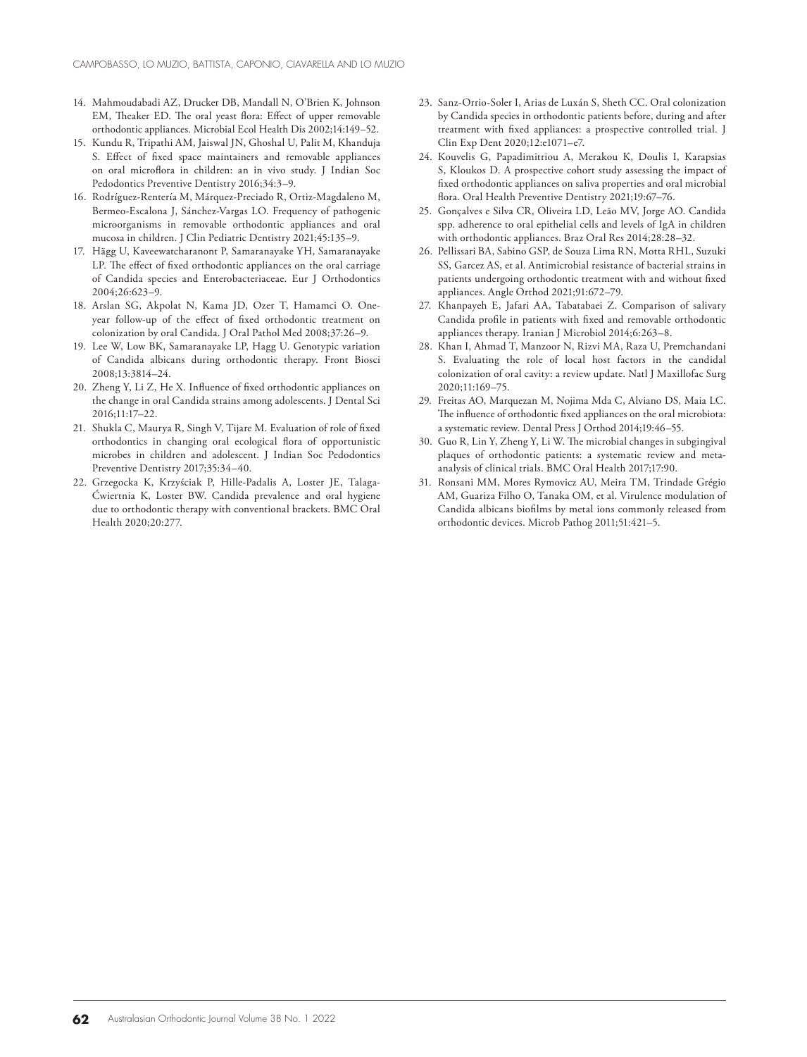14. Mahmoudabadi AZ, Drucker DB, Mandall N, O'Brien K, Johnson EM, Theaker ED. The oral yeast flora: Effect of upper removable orthodontic appliances. Microbial Ecol Health Dis 2002;14:149–52.
15. Kundu R, Tripathi AM, Jaiswal JN, Ghoshal U, Palit M, Khanduja S. Effect of fixed space maintainers and removable appliances on oral microflora in children: an in vivo study. J Indian Soc Pedodontics Preventive Dentistry 2016;34:3–9.
16. Rodríguez-Rentería M, Márquez-Preciado R, Ortiz-Magdaleno M, Bermeo-Escalona J, Sánchez-Vargas LO. Frequency of pathogenic microorganisms in removable orthodontic appliances and oral mucosa in children. J Clin Pediatric Dentistry 2021;45:135–9.
17. Hägg U, Kaveewatcharanont P, Samaranayake YH, Samaranayake LP. The effect of fixed orthodontic appliances on the oral carriage of Candida species and Enterobacteriaceae. Eur J Orthodontics 2004;26:623–9.
18. Arslan SG, Akpolat N, Kama JD, Ozer T, Hamamci O. One-year follow-up of the effect of fixed orthodontic treatment on colonization by oral Candida. J Oral Pathol Med 2008;37:26–9.
19. Lee W, Low BK, Samaranayake LP, Hagg U. Genotypic variation of Candida albicans during orthodontic therapy. Front Biosci 2008;13:3814–24.
20. Zheng Y, Li Z, He X. Influence of fixed orthodontic appliances on the change in oral Candida strains among adolescents. J Dental Sci 2016;11:17–22.
21. Shukla C, Maurya R, Singh V, Tijare M. Evaluation of role of fixed orthodontics in changing oral ecological flora of opportunistic microbes in children and adolescent. J Indian Soc Pedodontics Preventive Dentistry 2017;35:34–40.
22. Grzegocka K, Krzyściak P, Hille-Padalis A, Loster JE, Talaga-Ćwiertnia K, Loster BW. Candida prevalence and oral hygiene due to orthodontic therapy with conventional brackets. BMC Oral Health 2020;20:277.
23. Sanz-Orrio-Soler I, Arias de Luxán S, Sheth CC. Oral colonization by Candida species in orthodontic patients before, during and after treatment with fixed appliances: a prospective controlled trial. J Clin Exp Dent 2020;12:e1071–e7.
24. Kouvelis G, Papadimitriou A, Merakou K, Doulis I, Karapsias S, Kloukos D. A prospective cohort study assessing the impact of fixed orthodontic appliances on saliva properties and oral microbial flora. Oral Health Preventive Dentistry 2021;19:67–76.
25. Gonçalves e Silva CR, Oliveira LD, Leão MV, Jorge AO. Candida spp. adherence to oral epithelial cells and levels of IgA in children with orthodontic appliances. Braz Oral Res 2014;28:28–32.
26. Pellissari BA, Sabino GSP, de Souza Lima RN, Motta RHL, Suzuki SS, Garcez AS, et al. Antimicrobial resistance of bacterial strains in patients undergoing orthodontic treatment with and without fixed appliances. Angle Orthod 2021;91:672–79.
27. Khanpayeh E, Jafari AA, Tabatabaei Z. Comparison of salivary Candida profile in patients with fixed and removable orthodontic appliances therapy. Iranian J Microbiol 2014;6:263–8.
28. Khan I, Ahmad T, Manzoor N, Rizvi MA, Raza U, Premchandani S. Evaluating the role of local host factors in the candidal colonization of oral cavity: a review update. Natl J Maxillofac Surg 2020;11:169–75.
29. Freitas AO, Marquezan M, Nojima Mda C, Alviano DS, Maia LC. The influence of orthodontic fixed appliances on the oral microbiota: a systematic review. Dental Press J Orthod 2014;19:46–55.
30. Guo R, Lin Y, Zheng Y, Li W. The microbial changes in subgingival plaques of orthodontic patients: a systematic review and meta-analysis of clinical trials. BMC Oral Health 2017;17:90.
31. Ronsani MM, Mores Rymovicz AU, Meira TM, Trindade Grégio AM, Guariza Filho O, Tanaka OM, et al. Virulence modulation of Candida albicans biofilms by metal ions commonly released from orthodontic devices. Microb Pathog 2011;51:421–5.